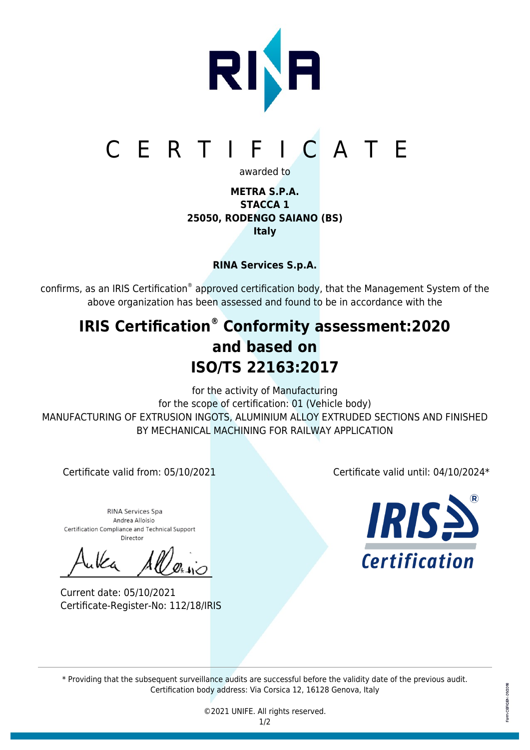# C E R T I F I C A T E

awarded to

**METRA S.P.A.**
**STACCA 1**
**25050, RODENGO SAIANO (BS)**
**Italy**

**RINA Services S.p.A.**

confirms, as an IRIS Certification® approved certification body, that the Management System of the above organization has been assessed and found to be in accordance with the

## IRIS Certification® Conformity assessment:2020 and based on ISO/TS 22163:2017

for the activity of Manufacturing
for the scope of certification: 01 (Vehicle body)
MANUFACTURING OF EXTRUSION INGOTS, ALUMINIUM ALLOY EXTRUDED SECTIONS AND FINISHED BY MECHANICAL MACHINING FOR RAILWAY APPLICATION

Certificate valid from: 05/10/2021

Certificate valid until: 04/10/2024*

RINA Services Spa
Andrea Alloisio
Certification Compliance and Technical Support
Director

Current date: 05/10/2021
Certificate-Register-No: 112/18/IRIS

IRIS Certification

\* Providing that the subsequent surveillance audits are successful before the validity date of the previous audit.
Certification body address: Via Corsica 12, 16128 Genova, Italy

©2021 UNIFE. All rights reserved.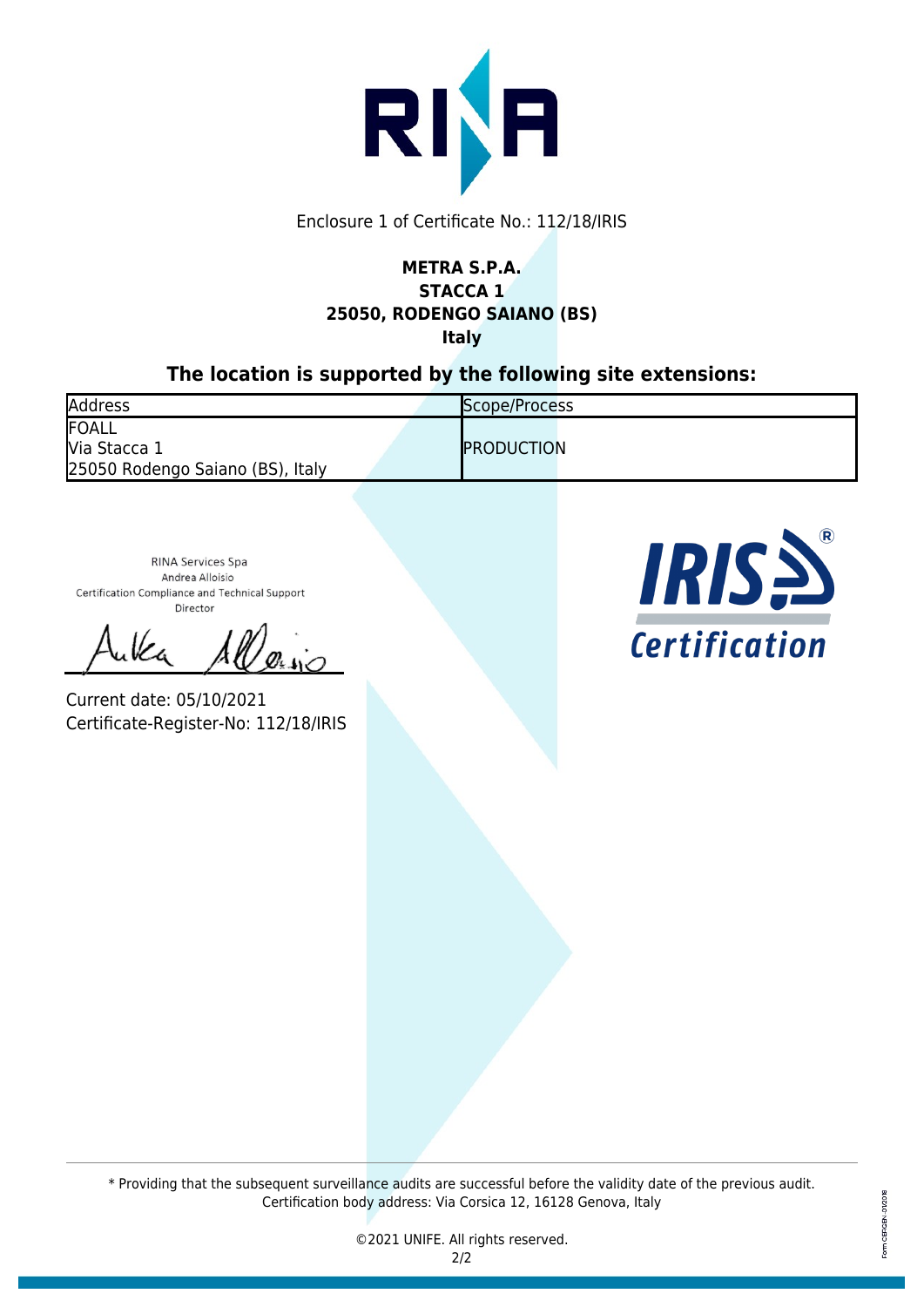Enclosure 1 of Certificate No.: 112/18/IRIS

**METRA S.P.A.**
**STACCA 1**
**25050, RODENGO SAIANO (BS)**
**Italy**

## The location is supported by the following site extensions:

| Address | Scope/Process |
| --- | --- |
| FOALL<br>Via Stacca 1<br>25050 Rodengo Saiano (BS), Italy | PRODUCTION |

RINA Services Spa
Andrea Alloisio
Certification Compliance and Technical Support
Director

Current date: 05/10/2021
Certificate-Register-No: 112/18/IRIS

IRIS Certification

* Providing that the subsequent surveillance audits are successful before the validity date of the previous audit.
Certification body address: Via Corsica 12, 16128 Genova, Italy

©2021 UNIFE. All rights reserved.